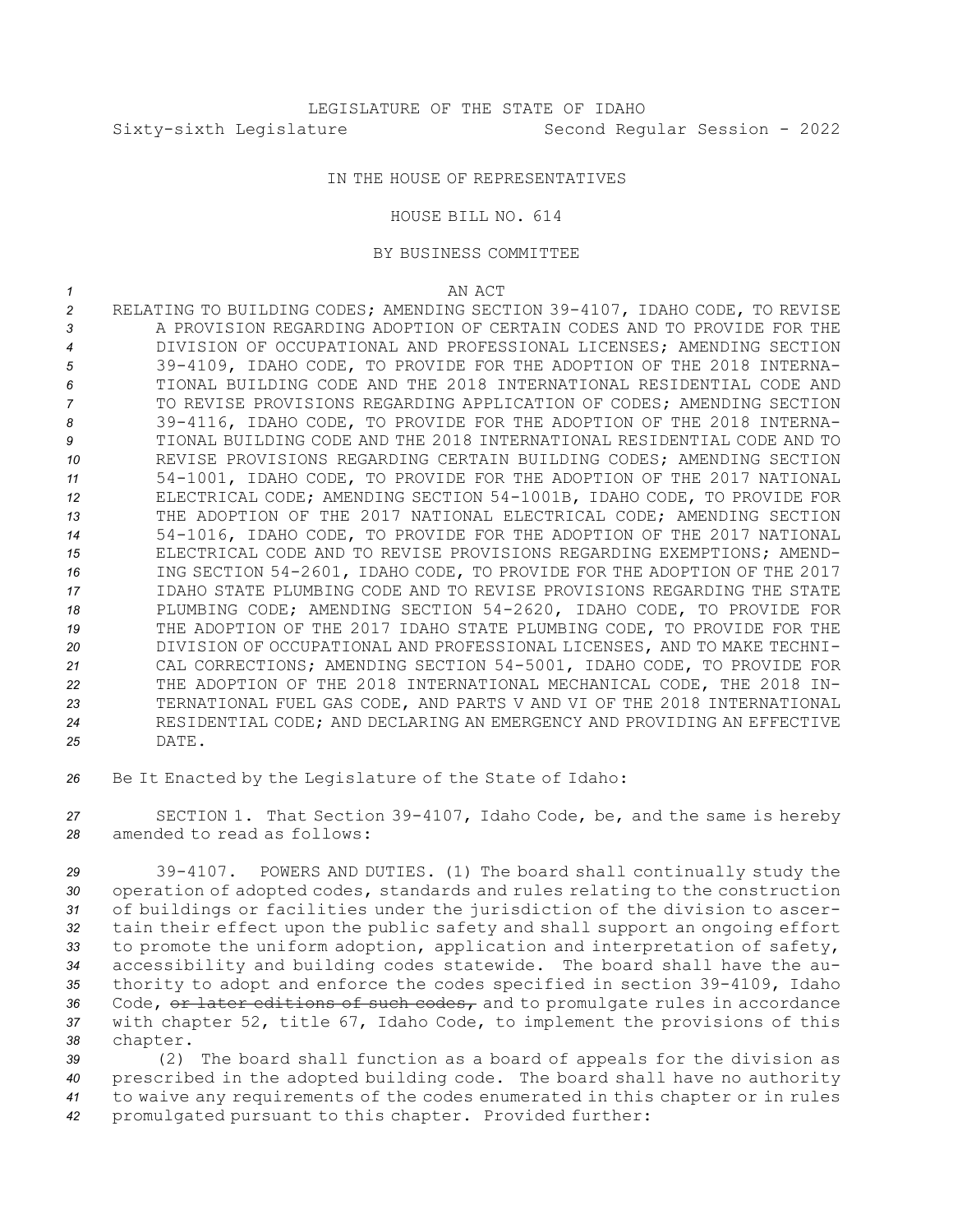LEGISLATURE OF THE STATE OF IDAHO
Sixty-sixth Legislature Second Regular Session - 2022

IN THE HOUSE OF REPRESENTATIVES

HOUSE BILL NO. 614

BY BUSINESS COMMITTEE

AN ACT

RELATING TO BUILDING CODES; AMENDING SECTION 39-4107, IDAHO CODE, TO REVISE A PROVISION REGARDING ADOPTION OF CERTAIN CODES AND TO PROVIDE FOR THE DIVISION OF OCCUPATIONAL AND PROFESSIONAL LICENSES; AMENDING SECTION 39-4109, IDAHO CODE, TO PROVIDE FOR THE ADOPTION OF THE 2018 INTERNATIONAL BUILDING CODE AND THE 2018 INTERNATIONAL RESIDENTIAL CODE AND TO REVISE PROVISIONS REGARDING APPLICATION OF CODES; AMENDING SECTION 39-4116, IDAHO CODE, TO PROVIDE FOR THE ADOPTION OF THE 2018 INTERNATIONAL BUILDING CODE AND THE 2018 INTERNATIONAL RESIDENTIAL CODE AND TO REVISE PROVISIONS REGARDING CERTAIN BUILDING CODES; AMENDING SECTION 54-1001, IDAHO CODE, TO PROVIDE FOR THE ADOPTION OF THE 2017 NATIONAL ELECTRICAL CODE; AMENDING SECTION 54-1001B, IDAHO CODE, TO PROVIDE FOR THE ADOPTION OF THE 2017 NATIONAL ELECTRICAL CODE; AMENDING SECTION 54-1016, IDAHO CODE, TO PROVIDE FOR THE ADOPTION OF THE 2017 NATIONAL ELECTRICAL CODE AND TO REVISE PROVISIONS REGARDING EXEMPTIONS; AMENDING SECTION 54-2601, IDAHO CODE, TO PROVIDE FOR THE ADOPTION OF THE 2017 IDAHO STATE PLUMBING CODE AND TO REVISE PROVISIONS REGARDING THE STATE PLUMBING CODE; AMENDING SECTION 54-2620, IDAHO CODE, TO PROVIDE FOR THE ADOPTION OF THE 2017 IDAHO STATE PLUMBING CODE, TO PROVIDE FOR THE DIVISION OF OCCUPATIONAL AND PROFESSIONAL LICENSES, AND TO MAKE TECHNICAL CORRECTIONS; AMENDING SECTION 54-5001, IDAHO CODE, TO PROVIDE FOR THE ADOPTION OF THE 2018 INTERNATIONAL MECHANICAL CODE, THE 2018 INTERNATIONAL FUEL GAS CODE, AND PARTS V AND VI OF THE 2018 INTERNATIONAL RESIDENTIAL CODE; AND DECLARING AN EMERGENCY AND PROVIDING AN EFFECTIVE DATE.

Be It Enacted by the Legislature of the State of Idaho:

SECTION 1. That Section 39-4107, Idaho Code, be, and the same is hereby amended to read as follows:

39-4107. POWERS AND DUTIES. (1) The board shall continually study the operation of adopted codes, standards and rules relating to the construction of buildings or facilities under the jurisdiction of the division to ascertain their effect upon the public safety and shall support an ongoing effort to promote the uniform adoption, application and interpretation of safety, accessibility and building codes statewide. The board shall have the authority to adopt and enforce the codes specified in section 39-4109, Idaho Code, ~~or later editions of such codes,~~ and to promulgate rules in accordance with chapter 52, title 67, Idaho Code, to implement the provisions of this chapter.

(2) The board shall function as a board of appeals for the division as prescribed in the adopted building code. The board shall have no authority to waive any requirements of the codes enumerated in this chapter or in rules promulgated pursuant to this chapter. Provided further: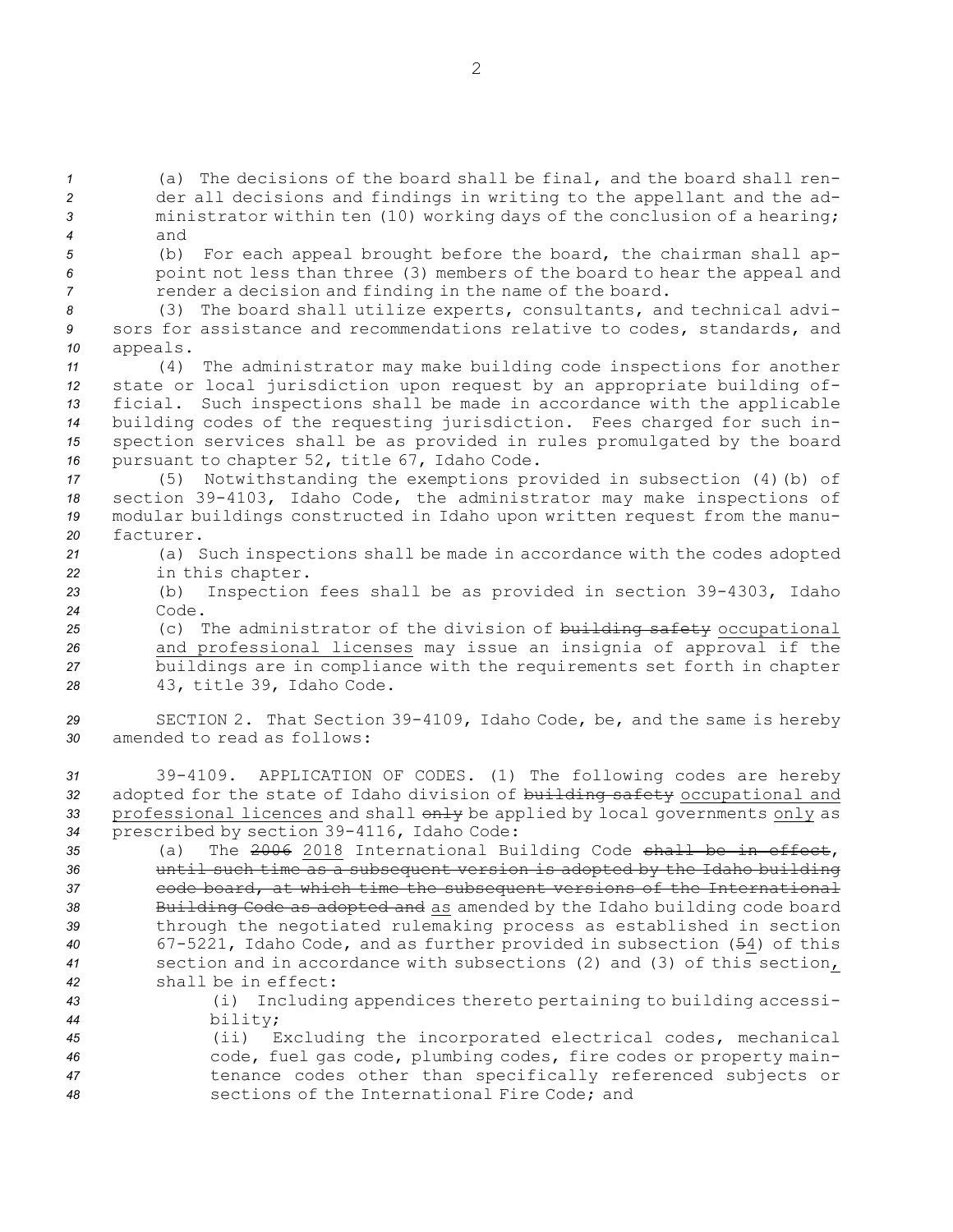(a) The decisions of the board shall be final, and the board shall render all decisions and findings in writing to the appellant and the administrator within ten (10) working days of the conclusion of a hearing; and

(b) For each appeal brought before the board, the chairman shall appoint not less than three (3) members of the board to hear the appeal and render a decision and finding in the name of the board.

(3) The board shall utilize experts, consultants, and technical advisors for assistance and recommendations relative to codes, standards, and appeals.

(4) The administrator may make building code inspections for another state or local jurisdiction upon request by an appropriate building official. Such inspections shall be made in accordance with the applicable building codes of the requesting jurisdiction. Fees charged for such inspection services shall be as provided in rules promulgated by the board pursuant to chapter 52, title 67, Idaho Code.

(5) Notwithstanding the exemptions provided in subsection (4)(b) of section 39-4103, Idaho Code, the administrator may make inspections of modular buildings constructed in Idaho upon written request from the manufacturer.

(a) Such inspections shall be made in accordance with the codes adopted in this chapter.

(b) Inspection fees shall be as provided in section 39-4303, Idaho Code.

(c) The administrator of the division of ~~building safety~~ occupational and professional licenses may issue an insignia of approval if the buildings are in compliance with the requirements set forth in chapter 43, title 39, Idaho Code.

SECTION 2. That Section 39-4109, Idaho Code, be, and the same is hereby amended to read as follows:

39-4109. APPLICATION OF CODES. (1) The following codes are hereby adopted for the state of Idaho division of ~~building safety~~ occupational and professional licences and shall ~~only~~ be applied by local governments only as prescribed by section 39-4116, Idaho Code:

(a) The ~~2006~~ 2018 International Building Code ~~shall be in effect, until such time as a subsequent version is adopted by the Idaho building code board, at which time the subsequent versions of the International Building Code as adopted and~~ as amended by the Idaho building code board through the negotiated rulemaking process as established in section 67-5221, Idaho Code, and as further provided in subsection (~~5~~4) of this section and in accordance with subsections (2) and (3) of this section, shall be in effect:

(i) Including appendices thereto pertaining to building accessibility;

(ii) Excluding the incorporated electrical codes, mechanical code, fuel gas code, plumbing codes, fire codes or property maintenance codes other than specifically referenced subjects or sections of the International Fire Code; and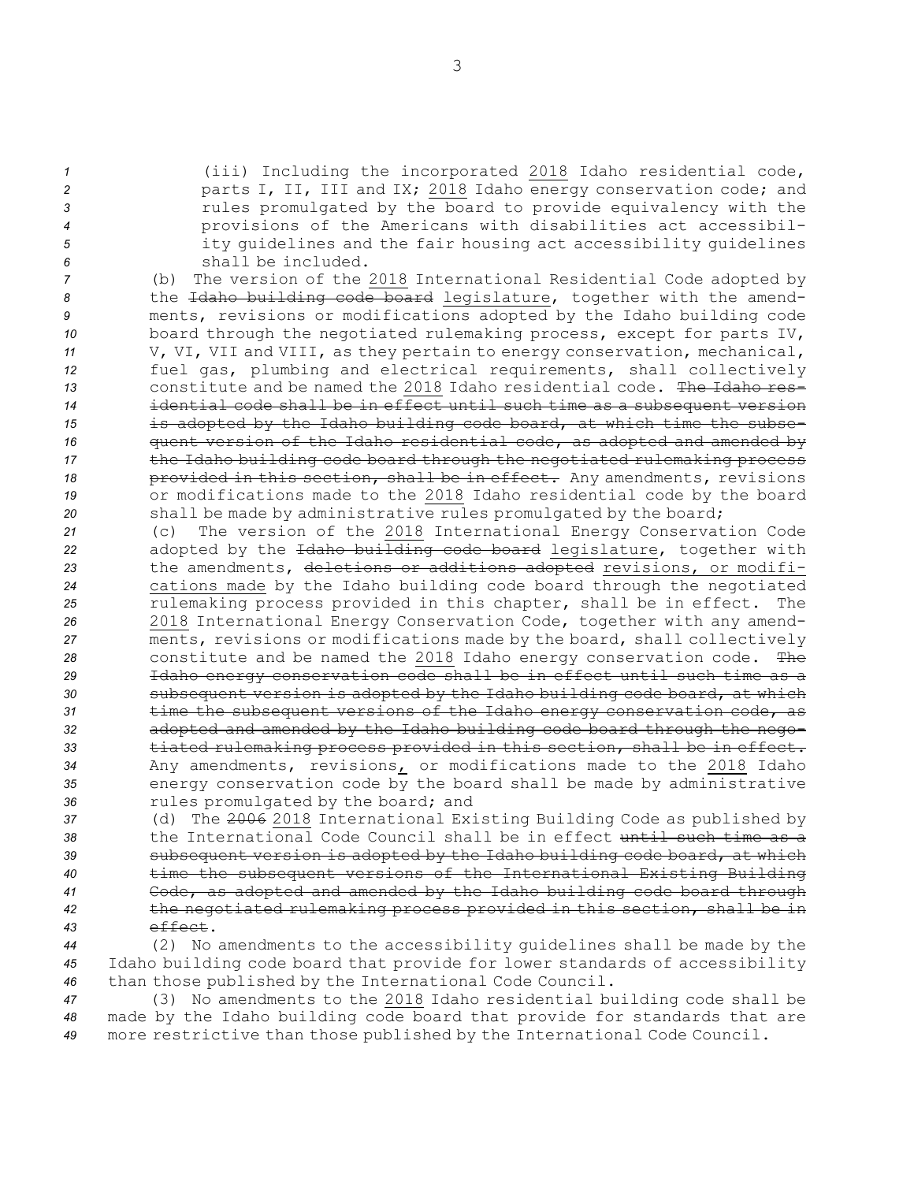(iii) Including the incorporated 2018 Idaho residential code, parts I, II, III and IX; 2018 Idaho energy conservation code; and rules promulgated by the board to provide equivalency with the provisions of the Americans with disabilities act accessibility guidelines and the fair housing act accessibility guidelines shall be included.

(b) The version of the 2018 International Residential Code adopted by the ~~Idaho building code board~~ legislature, together with the amendments, revisions or modifications adopted by the Idaho building code board through the negotiated rulemaking process, except for parts IV, V, VI, VII and VIII, as they pertain to energy conservation, mechanical, fuel gas, plumbing and electrical requirements, shall collectively constitute and be named the 2018 Idaho residential code. ~~The Idaho residential code shall be in effect until such time as a subsequent version is adopted by the Idaho building code board, at which time the subsequent version of the Idaho residential code, as adopted and amended by the Idaho building code board through the negotiated rulemaking process provided in this section, shall be in effect.~~ Any amendments, revisions or modifications made to the 2018 Idaho residential code by the board shall be made by administrative rules promulgated by the board;

(c) The version of the 2018 International Energy Conservation Code adopted by the ~~Idaho building code board~~ legislature, together with the amendments, ~~deletions or additions adopted~~ revisions, or modifications made by the Idaho building code board through the negotiated rulemaking process provided in this chapter, shall be in effect. The 2018 International Energy Conservation Code, together with any amendments, revisions or modifications made by the board, shall collectively constitute and be named the 2018 Idaho energy conservation code. ~~The Idaho energy conservation code shall be in effect until such time as a subsequent version is adopted by the Idaho building code board, at which time the subsequent versions of the Idaho energy conservation code, as adopted and amended by the Idaho building code board through the negotiated rulemaking process provided in this section, shall be in effect.~~ Any amendments, revisions, or modifications made to the 2018 Idaho energy conservation code by the board shall be made by administrative rules promulgated by the board; and

(d) The ~~2006~~ 2018 International Existing Building Code as published by the International Code Council shall be in effect ~~until such time as a subsequent version is adopted by the Idaho building code board, at which time the subsequent versions of the International Existing Building Code, as adopted and amended by the Idaho building code board through the negotiated rulemaking process provided in this section, shall be in effect~~.

(2) No amendments to the accessibility guidelines shall be made by the Idaho building code board that provide for lower standards of accessibility than those published by the International Code Council.

(3) No amendments to the 2018 Idaho residential building code shall be made by the Idaho building code board that provide for standards that are more restrictive than those published by the International Code Council.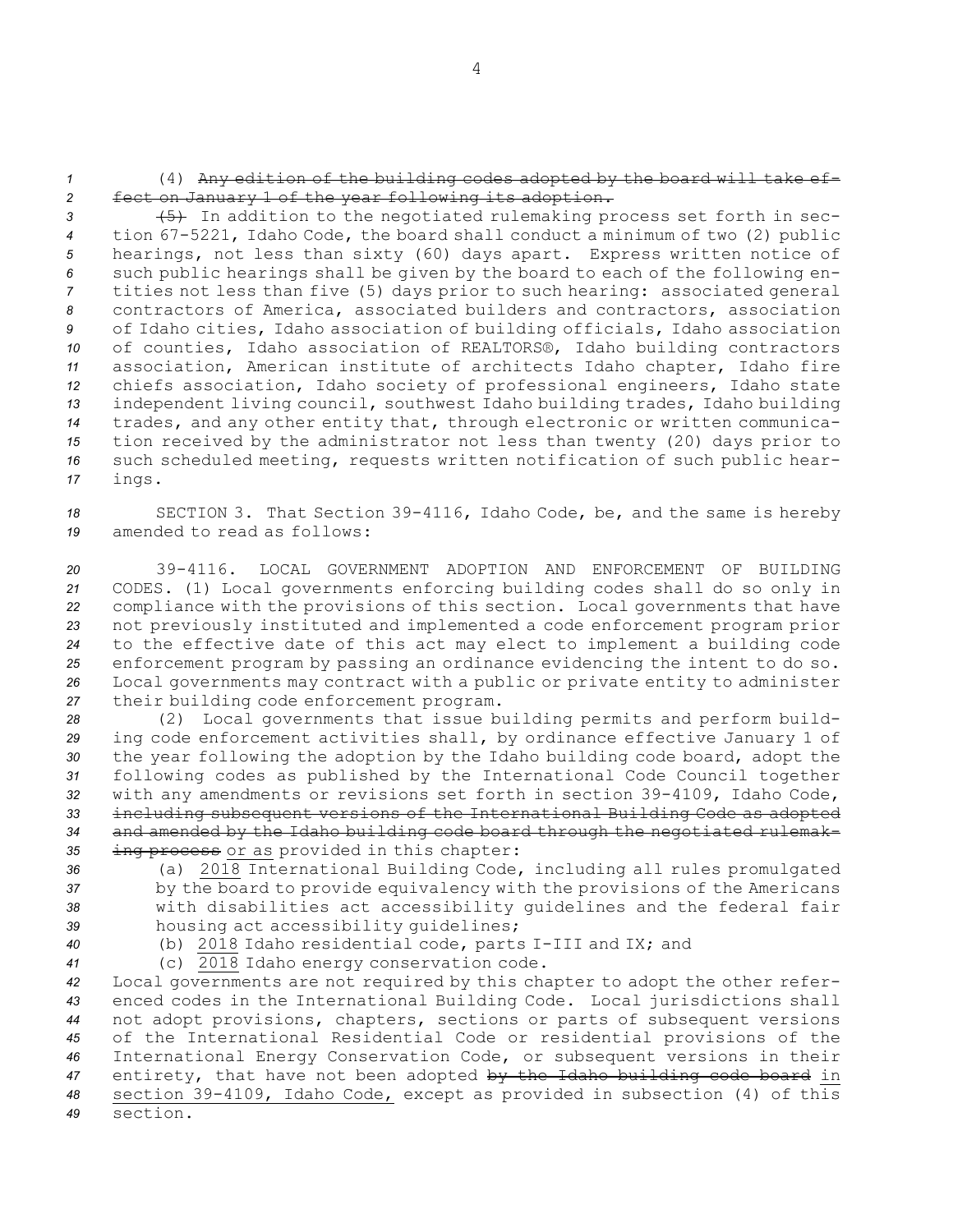(4) ~~Any edition of the building codes adopted by the board will take effect on January 1 of the year following its adoption.~~

~~(5)~~ In addition to the negotiated rulemaking process set forth in section 67-5221, Idaho Code, the board shall conduct a minimum of two (2) public hearings, not less than sixty (60) days apart. Express written notice of such public hearings shall be given by the board to each of the following entities not less than five (5) days prior to such hearing: associated general contractors of America, associated builders and contractors, association of Idaho cities, Idaho association of building officials, Idaho association of counties, Idaho association of REALTORS®, Idaho building contractors association, American institute of architects Idaho chapter, Idaho fire chiefs association, Idaho society of professional engineers, Idaho state independent living council, southwest Idaho building trades, Idaho building trades, and any other entity that, through electronic or written communication received by the administrator not less than twenty (20) days prior to such scheduled meeting, requests written notification of such public hearings.

SECTION 3. That Section 39-4116, Idaho Code, be, and the same is hereby amended to read as follows:

39-4116. LOCAL GOVERNMENT ADOPTION AND ENFORCEMENT OF BUILDING CODES. (1) Local governments enforcing building codes shall do so only in compliance with the provisions of this section. Local governments that have not previously instituted and implemented a code enforcement program prior to the effective date of this act may elect to implement a building code enforcement program by passing an ordinance evidencing the intent to do so. Local governments may contract with a public or private entity to administer their building code enforcement program.

(2) Local governments that issue building permits and perform building code enforcement activities shall, by ordinance effective January 1 of the year following the adoption by the Idaho building code board, adopt the following codes as published by the International Code Council together with any amendments or revisions set forth in section 39-4109, Idaho Code, ~~including subsequent versions of the International Building Code as adopted and amended by the Idaho building code board through the negotiated rulemaking process~~ or as provided in this chapter:

(a) 2018 International Building Code, including all rules promulgated by the board to provide equivalency with the provisions of the Americans with disabilities act accessibility guidelines and the federal fair housing act accessibility guidelines;

(b) 2018 Idaho residential code, parts I-III and IX; and

(c) 2018 Idaho energy conservation code.

Local governments are not required by this chapter to adopt the other referenced codes in the International Building Code. Local jurisdictions shall not adopt provisions, chapters, sections or parts of subsequent versions of the International Residential Code or residential provisions of the International Energy Conservation Code, or subsequent versions in their entirety, that have not been adopted ~~by the Idaho building code board~~ in section 39-4109, Idaho Code, except as provided in subsection (4) of this section.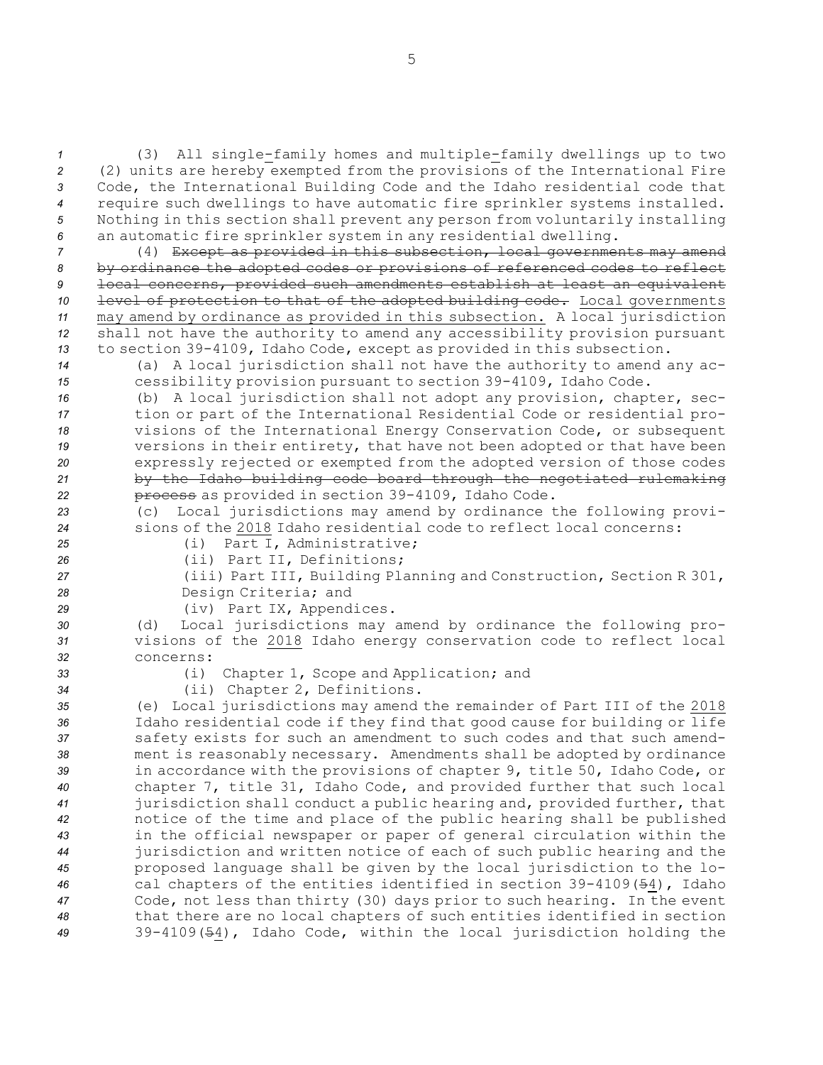(3) All single-family homes and multiple-family dwellings up to two (2) units are hereby exempted from the provisions of the International Fire Code, the International Building Code and the Idaho residential code that require such dwellings to have automatic fire sprinkler systems installed. Nothing in this section shall prevent any person from voluntarily installing an automatic fire sprinkler system in any residential dwelling.

(4) ~~Except as provided in this subsection, local governments may amend by ordinance the adopted codes or provisions of referenced codes to reflect local concerns, provided such amendments establish at least an equivalent level of protection to that of the adopted building code.~~ Local governments may amend by ordinance as provided in this subsection. A local jurisdiction shall not have the authority to amend any accessibility provision pursuant to section 39-4109, Idaho Code, except as provided in this subsection.

(a) A local jurisdiction shall not have the authority to amend any accessibility provision pursuant to section 39-4109, Idaho Code.

(b) A local jurisdiction shall not adopt any provision, chapter, section or part of the International Residential Code or residential provisions of the International Energy Conservation Code, or subsequent versions in their entirety, that have not been adopted or that have been expressly rejected or exempted from the adopted version of those codes ~~by the Idaho building code board through the negotiated rulemaking process~~ as provided in section 39-4109, Idaho Code.

(c) Local jurisdictions may amend by ordinance the following provisions of the 2018 Idaho residential code to reflect local concerns:

(i) Part I, Administrative;

(ii) Part II, Definitions;

(iii) Part III, Building Planning and Construction, Section R 301, Design Criteria; and

(iv) Part IX, Appendices.

(d) Local jurisdictions may amend by ordinance the following provisions of the 2018 Idaho energy conservation code to reflect local concerns:

(i) Chapter 1, Scope and Application; and

(ii) Chapter 2, Definitions.

(e) Local jurisdictions may amend the remainder of Part III of the 2018 Idaho residential code if they find that good cause for building or life safety exists for such an amendment to such codes and that such amendment is reasonably necessary. Amendments shall be adopted by ordinance in accordance with the provisions of chapter 9, title 50, Idaho Code, or chapter 7, title 31, Idaho Code, and provided further that such local jurisdiction shall conduct a public hearing and, provided further, that notice of the time and place of the public hearing shall be published in the official newspaper or paper of general circulation within the jurisdiction and written notice of each of such public hearing and the proposed language shall be given by the local jurisdiction to the local chapters of the entities identified in section 39-4109(~~5~~4), Idaho Code, not less than thirty (30) days prior to such hearing. In the event that there are no local chapters of such entities identified in section 39-4109(~~5~~4), Idaho Code, within the local jurisdiction holding the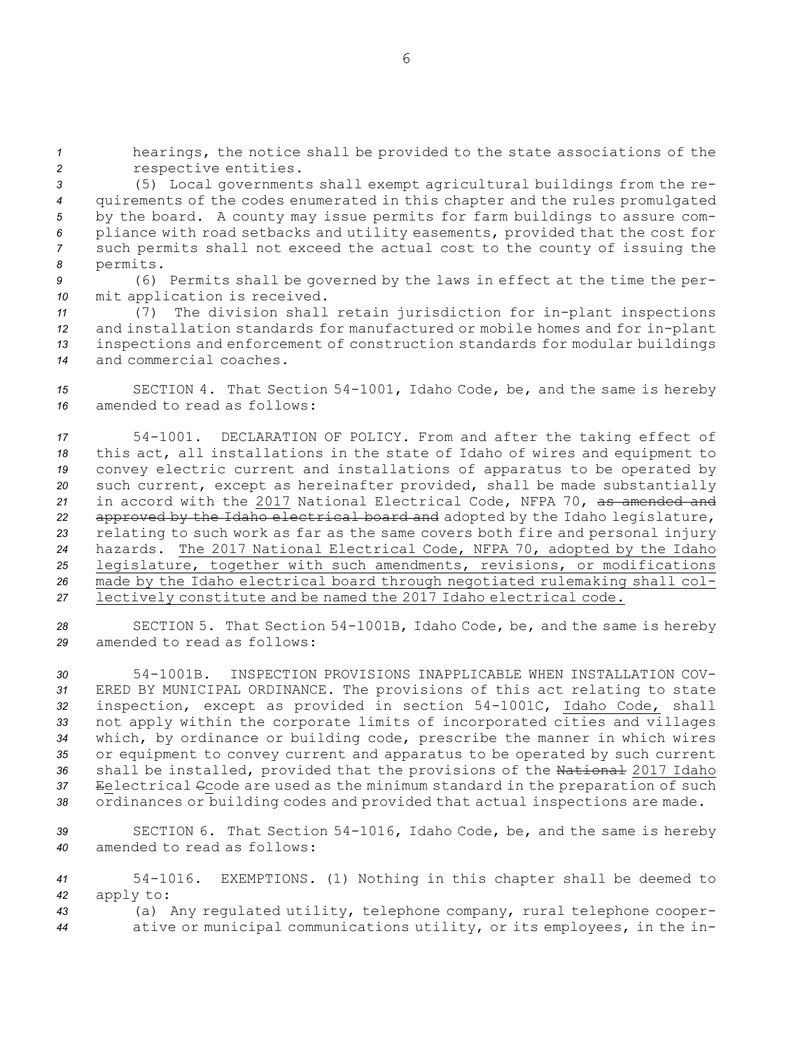hearings, the notice shall be provided to the state associations of the respective entities.

(5) Local governments shall exempt agricultural buildings from the requirements of the codes enumerated in this chapter and the rules promulgated by the board. A county may issue permits for farm buildings to assure compliance with road setbacks and utility easements, provided that the cost for such permits shall not exceed the actual cost to the county of issuing the permits.

(6) Permits shall be governed by the laws in effect at the time the permit application is received.

(7) The division shall retain jurisdiction for in-plant inspections and installation standards for manufactured or mobile homes and for in-plant inspections and enforcement of construction standards for modular buildings and commercial coaches.

SECTION 4. That Section 54-1001, Idaho Code, be, and the same is hereby amended to read as follows:

54-1001. DECLARATION OF POLICY. From and after the taking effect of this act, all installations in the state of Idaho of wires and equipment to convey electric current and installations of apparatus to be operated by such current, except as hereinafter provided, shall be made substantially in accord with the 2017 National Electrical Code, NFPA 70, ~~as amended and approved by the Idaho electrical board and~~ adopted by the Idaho legislature, relating to such work as far as the same covers both fire and personal injury hazards. The 2017 National Electrical Code, NFPA 70, adopted by the Idaho legislature, together with such amendments, revisions, or modifications made by the Idaho electrical board through negotiated rulemaking shall collectively constitute and be named the 2017 Idaho electrical code.

SECTION 5. That Section 54-1001B, Idaho Code, be, and the same is hereby amended to read as follows:

54-1001B. INSPECTION PROVISIONS INAPPLICABLE WHEN INSTALLATION COVERED BY MUNICIPAL ORDINANCE. The provisions of this act relating to state inspection, except as provided in section 54-1001C, Idaho Code, shall not apply within the corporate limits of incorporated cities and villages which, by ordinance or building code, prescribe the manner in which wires or equipment to convey current and apparatus to be operated by such current shall be installed, provided that the provisions of the ~~National~~ 2017 Idaho ~~E~~electrical ~~C~~code are used as the minimum standard in the preparation of such ordinances or building codes and provided that actual inspections are made.

SECTION 6. That Section 54-1016, Idaho Code, be, and the same is hereby amended to read as follows:

54-1016. EXEMPTIONS. (1) Nothing in this chapter shall be deemed to apply to:

(a) Any regulated utility, telephone company, rural telephone cooperative or municipal communications utility, or its employees, in the in-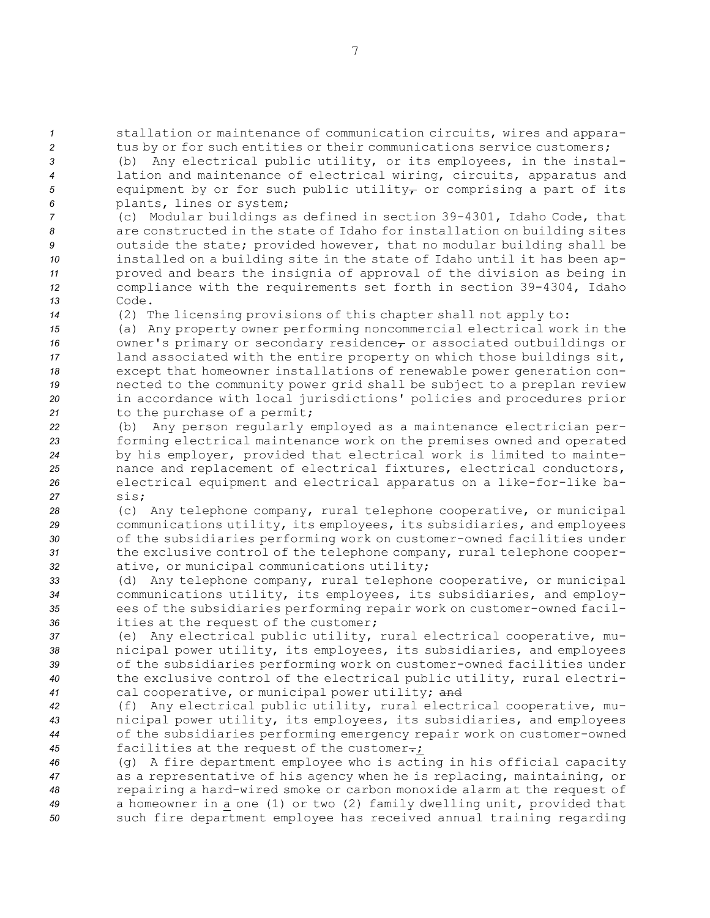stallation or maintenance of communication circuits, wires and apparatus by or for such entities or their communications service customers;

(b) Any electrical public utility, or its employees, in the installation and maintenance of electrical wiring, circuits, apparatus and equipment by or for such public utility, or comprising a part of its plants, lines or system;

(c) Modular buildings as defined in section 39-4301, Idaho Code, that are constructed in the state of Idaho for installation on building sites outside the state; provided however, that no modular building shall be installed on a building site in the state of Idaho until it has been approved and bears the insignia of approval of the division as being in compliance with the requirements set forth in section 39-4304, Idaho Code.

(2) The licensing provisions of this chapter shall not apply to:

(a) Any property owner performing noncommercial electrical work in the owner's primary or secondary residence, or associated outbuildings or land associated with the entire property on which those buildings sit, except that homeowner installations of renewable power generation connected to the community power grid shall be subject to a preplan review in accordance with local jurisdictions' policies and procedures prior to the purchase of a permit;

(b) Any person regularly employed as a maintenance electrician performing electrical maintenance work on the premises owned and operated by his employer, provided that electrical work is limited to maintenance and replacement of electrical fixtures, electrical conductors, electrical equipment and electrical apparatus on a like-for-like basis;

(c) Any telephone company, rural telephone cooperative, or municipal communications utility, its employees, its subsidiaries, and employees of the subsidiaries performing work on customer-owned facilities under the exclusive control of the telephone company, rural telephone cooperative, or municipal communications utility;

(d) Any telephone company, rural telephone cooperative, or municipal communications utility, its employees, its subsidiaries, and employees of the subsidiaries performing repair work on customer-owned facilities at the request of the customer;

(e) Any electrical public utility, rural electrical cooperative, municipal power utility, its employees, its subsidiaries, and employees of the subsidiaries performing work on customer-owned facilities under the exclusive control of the electrical public utility, rural electrical cooperative, or municipal power utility; ~~and~~

(f) Any electrical public utility, rural electrical cooperative, municipal power utility, its employees, its subsidiaries, and employees of the subsidiaries performing emergency repair work on customer-owned facilities at the request of the customer~~.~~;

(g) A fire department employee who is acting in his official capacity as a representative of his agency when he is replacing, maintaining, or repairing a hard-wired smoke or carbon monoxide alarm at the request of a homeowner in a one (1) or two (2) family dwelling unit, provided that such fire department employee has received annual training regarding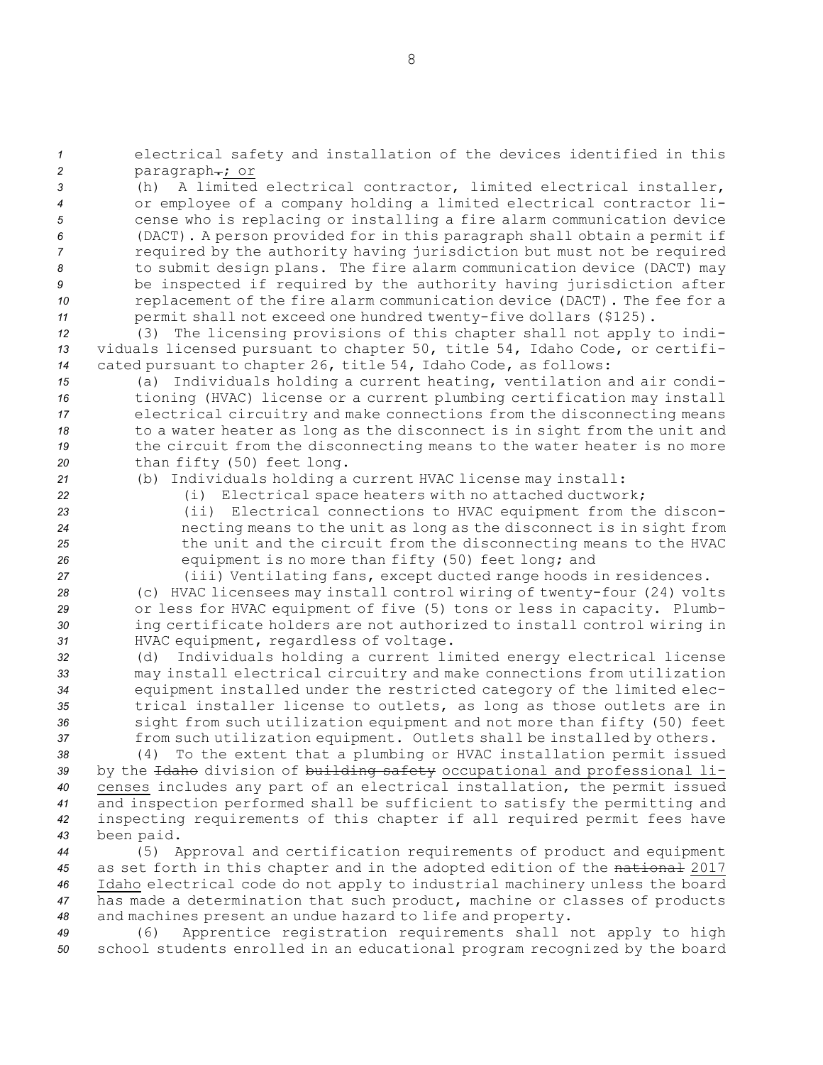electrical safety and installation of the devices identified in this paragraph~~.~~; or

(h) A limited electrical contractor, limited electrical installer, or employee of a company holding a limited electrical contractor license who is replacing or installing a fire alarm communication device (DACT). A person provided for in this paragraph shall obtain a permit if required by the authority having jurisdiction but must not be required to submit design plans. The fire alarm communication device (DACT) may be inspected if required by the authority having jurisdiction after replacement of the fire alarm communication device (DACT). The fee for a permit shall not exceed one hundred twenty-five dollars ($125).

(3) The licensing provisions of this chapter shall not apply to individuals licensed pursuant to chapter 50, title 54, Idaho Code, or certificated pursuant to chapter 26, title 54, Idaho Code, as follows:

(a) Individuals holding a current heating, ventilation and air conditioning (HVAC) license or a current plumbing certification may install electrical circuitry and make connections from the disconnecting means to a water heater as long as the disconnect is in sight from the unit and the circuit from the disconnecting means to the water heater is no more than fifty (50) feet long.

(b) Individuals holding a current HVAC license may install:

(i) Electrical space heaters with no attached ductwork;

(ii) Electrical connections to HVAC equipment from the disconnecting means to the unit as long as the disconnect is in sight from the unit and the circuit from the disconnecting means to the HVAC equipment is no more than fifty (50) feet long; and

(iii) Ventilating fans, except ducted range hoods in residences.

(c) HVAC licensees may install control wiring of twenty-four (24) volts or less for HVAC equipment of five (5) tons or less in capacity. Plumbing certificate holders are not authorized to install control wiring in HVAC equipment, regardless of voltage.

(d) Individuals holding a current limited energy electrical license may install electrical circuitry and make connections from utilization equipment installed under the restricted category of the limited electrical installer license to outlets, as long as those outlets are in sight from such utilization equipment and not more than fifty (50) feet from such utilization equipment. Outlets shall be installed by others.

(4) To the extent that a plumbing or HVAC installation permit issued by the ~~Idaho~~ division of ~~building safety~~ occupational and professional licenses includes any part of an electrical installation, the permit issued and inspection performed shall be sufficient to satisfy the permitting and inspecting requirements of this chapter if all required permit fees have been paid.

(5) Approval and certification requirements of product and equipment as set forth in this chapter and in the adopted edition of the ~~national~~ 2017 Idaho electrical code do not apply to industrial machinery unless the board has made a determination that such product, machine or classes of products and machines present an undue hazard to life and property.

(6) Apprentice registration requirements shall not apply to high school students enrolled in an educational program recognized by the board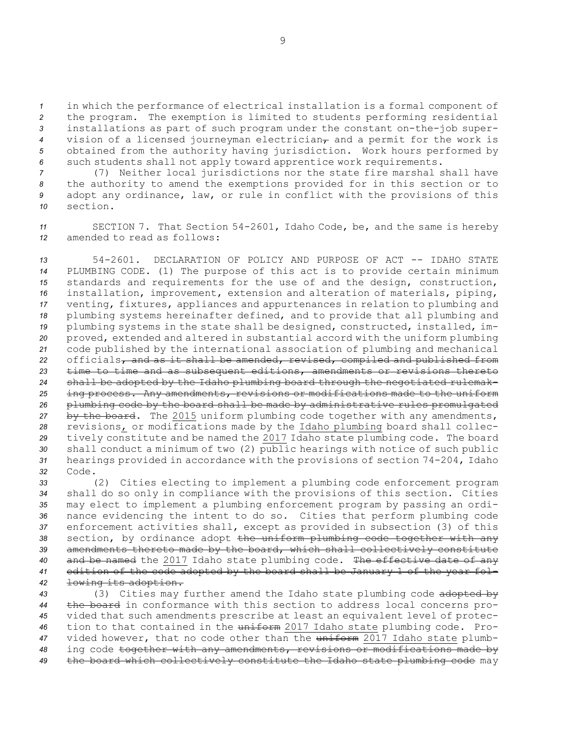in which the performance of electrical installation is a formal component of the program. The exemption is limited to students performing residential installations as part of such program under the constant on-the-job supervision of a licensed journeyman electrician~~,~~ and a permit for the work is obtained from the authority having jurisdiction. Work hours performed by such students shall not apply toward apprentice work requirements.

(7) Neither local jurisdictions nor the state fire marshal shall have the authority to amend the exemptions provided for in this section or to adopt any ordinance, law, or rule in conflict with the provisions of this section.

SECTION 7. That Section 54-2601, Idaho Code, be, and the same is hereby amended to read as follows:

54-2601. DECLARATION OF POLICY AND PURPOSE OF ACT -- IDAHO STATE PLUMBING CODE. (1) The purpose of this act is to provide certain minimum standards and requirements for the use of and the design, construction, installation, improvement, extension and alteration of materials, piping, venting, fixtures, appliances and appurtenances in relation to plumbing and plumbing systems hereinafter defined, and to provide that all plumbing and plumbing systems in the state shall be designed, constructed, installed, improved, extended and altered in substantial accord with the uniform plumbing code published by the international association of plumbing and mechanical officials~~, and as it shall be amended, revised, compiled and published from time to time and as subsequent editions, amendments or revisions thereto shall be adopted by the Idaho plumbing board through the negotiated rulemaking process. Any amendments, revisions or modifications made to the uniform plumbing code by the board shall be made by administrative rules promulgated by the board~~. The 2015 uniform plumbing code together with any amendments, revisions, or modifications made by the Idaho plumbing board shall collectively constitute and be named the 2017 Idaho state plumbing code. The board shall conduct a minimum of two (2) public hearings with notice of such public hearings provided in accordance with the provisions of section 74-204, Idaho Code.

(2) Cities electing to implement a plumbing code enforcement program shall do so only in compliance with the provisions of this section. Cities may elect to implement a plumbing enforcement program by passing an ordinance evidencing the intent to do so. Cities that perform plumbing code enforcement activities shall, except as provided in subsection (3) of this section, by ordinance adopt ~~the uniform plumbing code together with any amendments thereto made by the board, which shall collectively constitute and be named~~ the 2017 Idaho state plumbing code. ~~The effective date of any edition of the code adopted by the board shall be January 1 of the year following its adoption.~~

(3) Cities may further amend the Idaho state plumbing code ~~adopted by the board~~ in conformance with this section to address local concerns provided that such amendments prescribe at least an equivalent level of protection to that contained in the ~~uniform~~ 2017 Idaho state plumbing code. Provided however, that no code other than the ~~uniform~~ 2017 Idaho state plumbing code ~~together with any amendments, revisions or modifications made by the board which collectively constitute the Idaho state plumbing code~~ may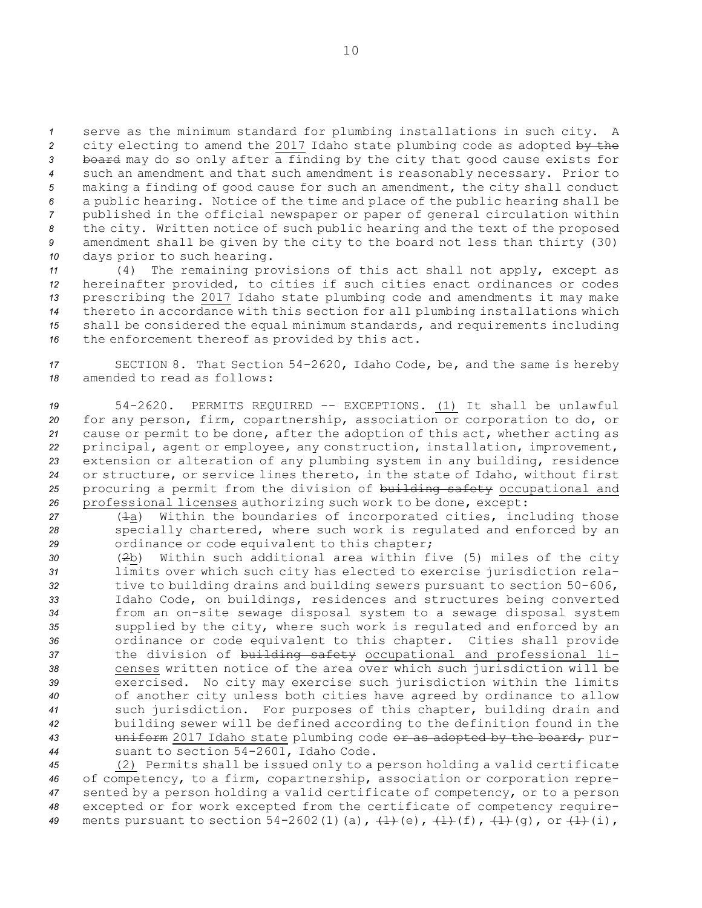serve as the minimum standard for plumbing installations in such city. A city electing to amend the 2017 Idaho state plumbing code as adopted ~~by the board~~ may do so only after a finding by the city that good cause exists for such an amendment and that such amendment is reasonably necessary. Prior to making a finding of good cause for such an amendment, the city shall conduct a public hearing. Notice of the time and place of the public hearing shall be published in the official newspaper or paper of general circulation within the city. Written notice of such public hearing and the text of the proposed amendment shall be given by the city to the board not less than thirty (30) days prior to such hearing.

(4) The remaining provisions of this act shall not apply, except as hereinafter provided, to cities if such cities enact ordinances or codes prescribing the 2017 Idaho state plumbing code and amendments it may make thereto in accordance with this section for all plumbing installations which shall be considered the equal minimum standards, and requirements including the enforcement thereof as provided by this act.

SECTION 8. That Section 54-2620, Idaho Code, be, and the same is hereby amended to read as follows:

54-2620. PERMITS REQUIRED -- EXCEPTIONS. (1) It shall be unlawful for any person, firm, copartnership, association or corporation to do, or cause or permit to be done, after the adoption of this act, whether acting as principal, agent or employee, any construction, installation, improvement, extension or alteration of any plumbing system in any building, residence or structure, or service lines thereto, in the state of Idaho, without first procuring a permit from the division of ~~building safety~~ occupational and professional licenses authorizing such work to be done, except:

(~~1~~a) Within the boundaries of incorporated cities, including those specially chartered, where such work is regulated and enforced by an ordinance or code equivalent to this chapter;

(~~2~~b) Within such additional area within five (5) miles of the city limits over which such city has elected to exercise jurisdiction relative to building drains and building sewers pursuant to section 50-606, Idaho Code, on buildings, residences and structures being converted from an on-site sewage disposal system to a sewage disposal system supplied by the city, where such work is regulated and enforced by an ordinance or code equivalent to this chapter. Cities shall provide the division of ~~building safety~~ occupational and professional licenses written notice of the area over which such jurisdiction will be exercised. No city may exercise such jurisdiction within the limits of another city unless both cities have agreed by ordinance to allow such jurisdiction. For purposes of this chapter, building drain and building sewer will be defined according to the definition found in the ~~uniform~~ 2017 Idaho state plumbing code ~~or as adopted by the board,~~ pursuant to section 54-2601, Idaho Code.

(2) Permits shall be issued only to a person holding a valid certificate of competency, to a firm, copartnership, association or corporation represented by a person holding a valid certificate of competency, or to a person excepted or for work excepted from the certificate of competency requirements pursuant to section 54-2602(1)(a), ~~(1)~~(e), ~~(1)~~(f), ~~(1)~~(g), or ~~(1)~~(i),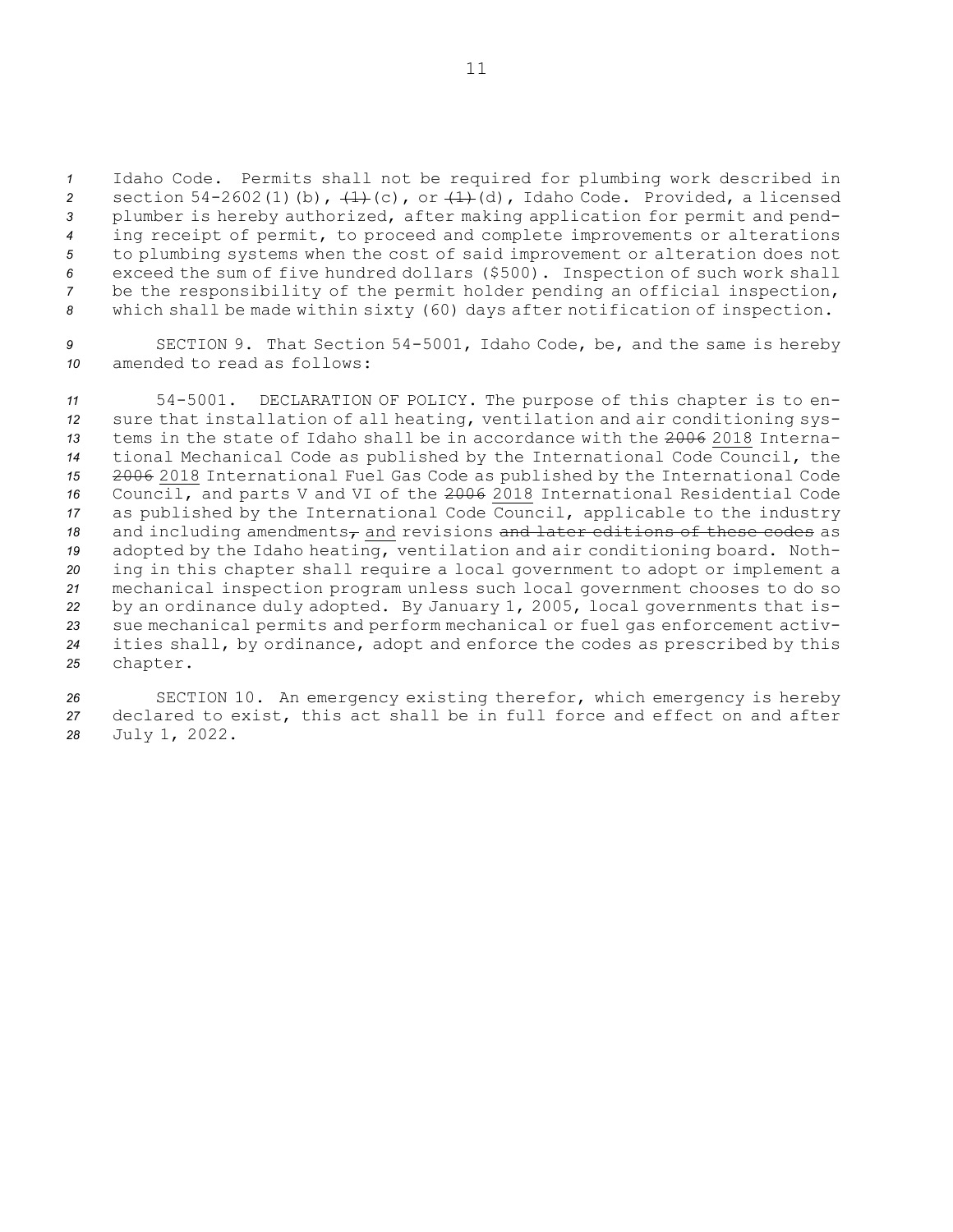Idaho Code. Permits shall not be required for plumbing work described in section 54-2602(1)(b), ~~(1)~~(c), or ~~(1)~~(d), Idaho Code. Provided, a licensed plumber is hereby authorized, after making application for permit and pending receipt of permit, to proceed and complete improvements or alterations to plumbing systems when the cost of said improvement or alteration does not exceed the sum of five hundred dollars ($500). Inspection of such work shall be the responsibility of the permit holder pending an official inspection, which shall be made within sixty (60) days after notification of inspection.

SECTION 9. That Section 54-5001, Idaho Code, be, and the same is hereby amended to read as follows:

54-5001. DECLARATION OF POLICY. The purpose of this chapter is to ensure that installation of all heating, ventilation and air conditioning systems in the state of Idaho shall be in accordance with the ~~2006~~ 2018 International Mechanical Code as published by the International Code Council, the ~~2006~~ 2018 International Fuel Gas Code as published by the International Code Council, and parts V and VI of the ~~2006~~ 2018 International Residential Code as published by the International Code Council, applicable to the industry and including amendments~~,~~ and revisions ~~and later editions of these codes~~ as adopted by the Idaho heating, ventilation and air conditioning board. Nothing in this chapter shall require a local government to adopt or implement a mechanical inspection program unless such local government chooses to do so by an ordinance duly adopted. By January 1, 2005, local governments that issue mechanical permits and perform mechanical or fuel gas enforcement activities shall, by ordinance, adopt and enforce the codes as prescribed by this chapter.

SECTION 10. An emergency existing therefor, which emergency is hereby declared to exist, this act shall be in full force and effect on and after July 1, 2022.